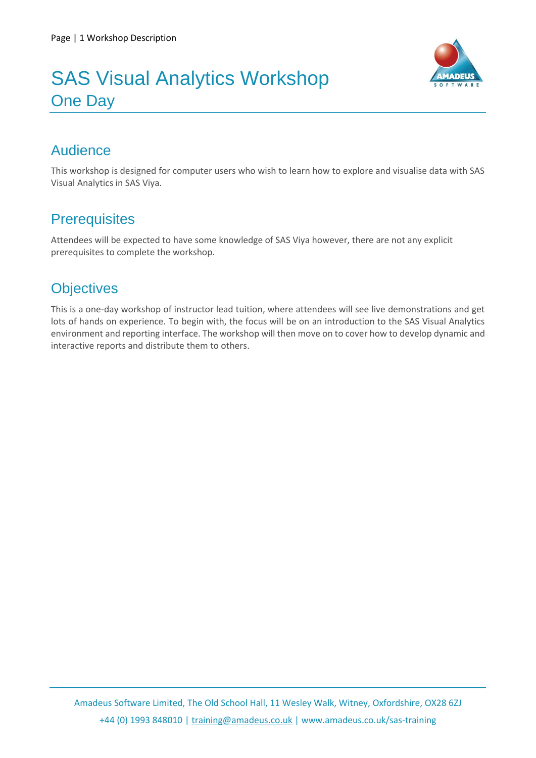# SAS Visual Analytics Workshop

## One Day

## Audience

This workshop is designed for computer users who wish to learn how to explore and visualise data with SAS Visual Analytics in SAS Viya.

## Prerequisites

Attendees will be expected to have some knowledge of SAS Viya however, there are not any explicit prerequisites to complete the workshop.

## Objectives

This is a one-day workshop of instructor lead tuition, where attendees will see live demonstrations and get lots of hands on experience. To begin with, the focus will be on an introduction to the SAS Visual Analytics environment and reporting interface. The workshop will then move on to cover how to develop dynamic and interactive reports and distribute them to others.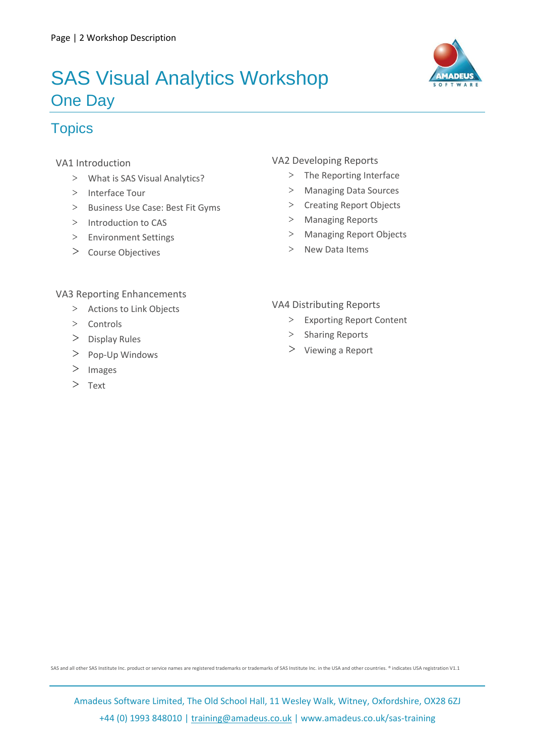# SAS Visual Analytics Workshop

## One Day

## Topics

### VA1 Introduction

- What is SAS Visual Analytics?
- Interface Tour
- Business Use Case: Best Fit Gyms
- Introduction to CAS
- Environment Settings
- Course Objectives

### VA2 Developing Reports

- The Reporting Interface
- Managing Data Sources
- Creating Report Objects
- Managing Reports
- Managing Report Objects
- New Data Items

### VA3 Reporting Enhancements

- Actions to Link Objects
- Controls
- Display Rules
- Pop-Up Windows
- Images
- Text

### VA4 Distributing Reports

- Exporting Report Content
- Sharing Reports
- Viewing a Report

SAS and all other SAS Institute Inc. product or service names are registered trademarks or trademarks of SAS Institute Inc. in the USA and other countries. ® indicates USA registration V1.1

Amadeus Software Limited, The Old School Hall, 11 Wesley Walk, Witney, Oxfordshire, OX28 6ZJ
+44 (0) 1993 848010 | training@amadeus.co.uk | www.amadeus.co.uk/sas-training